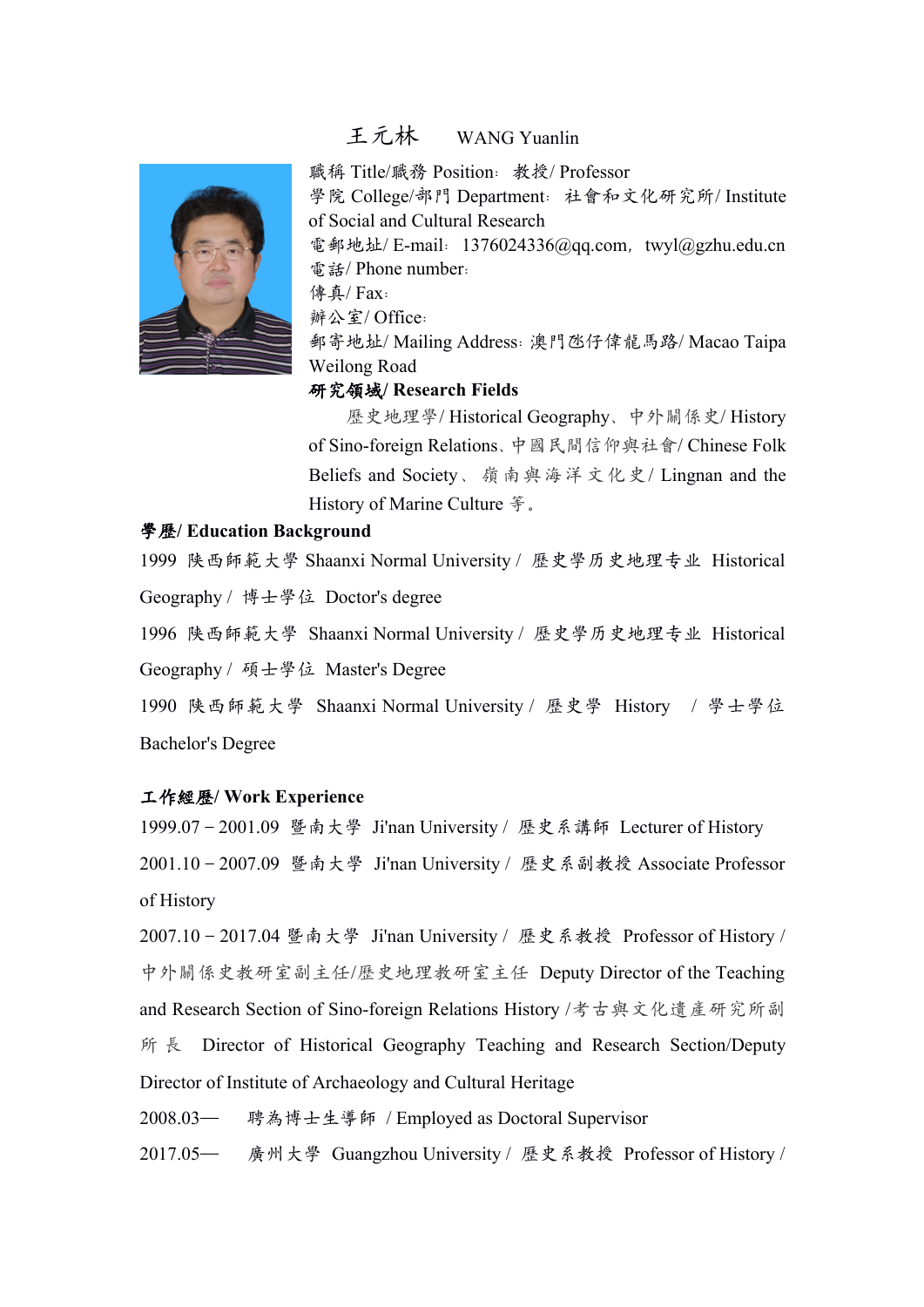# 王元林 WANG Yuanlin

職稱 Title/職務 Position：教授/ Professor

學院 College/部門 Department：社會和文化研究所/ Institute of Social and Cultural Research

電郵地址/ E-mail：1376024336@qq.com，twyl@gzhu.edu.cn

電話/ Phone number：

傳真/ Fax：

辦公室/ Office：

郵寄地址/ Mailing Address：澳門氹仔偉龍馬路/ Macao Taipa Weilong Road

**研究領域/ Research Fields**

歷史地理學/ Historical Geography、中外關係史/ History of Sino-foreign Relations、中國民間信仰與社會/ Chinese Folk Beliefs and Society、嶺南與海洋文化史/ Lingnan and the History of Marine Culture 等。

**學歷/ Education Background**

1999 陝西師範大學 Shaanxi Normal University / 歷史學历史地理专业 Historical Geography / 博士學位 Doctor's degree

1996 陝西師範大學 Shaanxi Normal University / 歷史學历史地理专业 Historical Geography / 碩士學位 Master's Degree

1990 陝西師範大學 Shaanxi Normal University / 歷史學 History / 學士學位 Bachelor's Degree

**工作經歷/ Work Experience**

1999.07－2001.09 暨南大學 Ji'nan University / 歷史系講師 Lecturer of History

2001.10－2007.09 暨南大學 Ji'nan University / 歷史系副教授 Associate Professor of History

2007.10－2017.04 暨南大學 Ji'nan University / 歷史系教授 Professor of History / 中外關係史教研室副主任/歷史地理教研室主任 Deputy Director of the Teaching and Research Section of Sino-foreign Relations History /考古與文化遺產研究所副所長 Director of Historical Geography Teaching and Research Section/Deputy Director of Institute of Archaeology and Cultural Heritage

2008.03— 聘為博士生導師 / Employed as Doctoral Supervisor

2017.05— 廣州大學 Guangzhou University / 歷史系教授 Professor of History /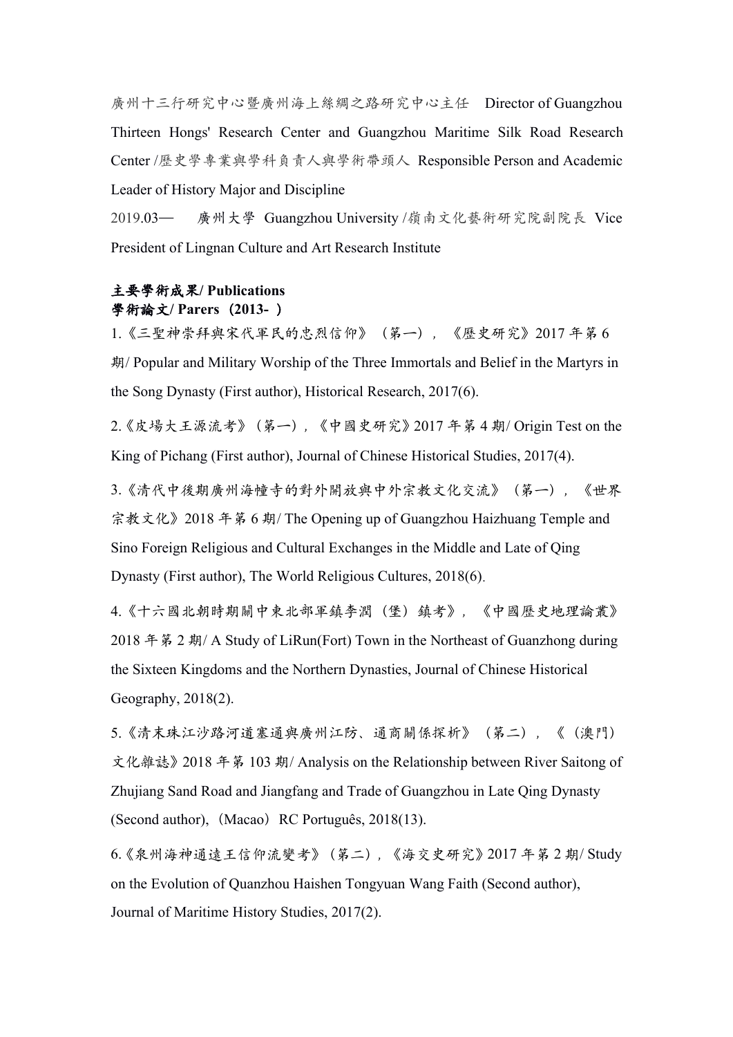廣州十三行研究中心暨廣州海上絲綢之路研究中心主任 Director of Guangzhou Thirteen Hongs' Research Center and Guangzhou Maritime Silk Road Research Center /歷史學專業與學科負責人與學術帶頭人 Responsible Person and Academic Leader of History Major and Discipline

2019.03— 廣州大學 Guangzhou University /嶺南文化藝術研究院副院長 Vice President of Lingnan Culture and Art Research Institute

**主要學術成果/ Publications**

**學術論文/ Parers（2013- ）**

1.《三聖神崇拜與宋代軍民的忠烈信仰》（第一），《歷史研究》2017 年第 6 期/ Popular and Military Worship of the Three Immortals and Belief in the Martyrs in the Song Dynasty (First author), Historical Research, 2017(6).

2.《皮場大王源流考》（第一），《中國史研究》2017 年第 4 期/ Origin Test on the King of Pichang (First author), Journal of Chinese Historical Studies, 2017(4).

3.《清代中後期廣州海幢寺的對外開放與中外宗教文化交流》（第一），《世界宗教文化》2018 年第 6 期/ The Opening up of Guangzhou Haizhuang Temple and Sino Foreign Religious and Cultural Exchanges in the Middle and Late of Qing Dynasty (First author), The World Religious Cultures, 2018(6).

4.《十六國北朝時期關中東北部軍鎮李潤（堡）鎮考》，《中國歷史地理論叢》2018 年第 2 期/ A Study of LiRun(Fort) Town in the Northeast of Guanzhong during the Sixteen Kingdoms and the Northern Dynasties, Journal of Chinese Historical Geography, 2018(2).

5.《清末珠江沙路河道塞通與廣州江防、通商關係探析》（第二），《（澳門）文化雜誌》2018 年第 103 期/ Analysis on the Relationship between River Saitong of Zhujiang Sand Road and Jiangfang and Trade of Guangzhou in Late Qing Dynasty (Second author),（Macao）RC Português, 2018(13).

6.《泉州海神通遠王信仰流變考》（第二），《海交史研究》2017 年第 2 期/ Study on the Evolution of Quanzhou Haishen Tongyuan Wang Faith (Second author), Journal of Maritime History Studies, 2017(2).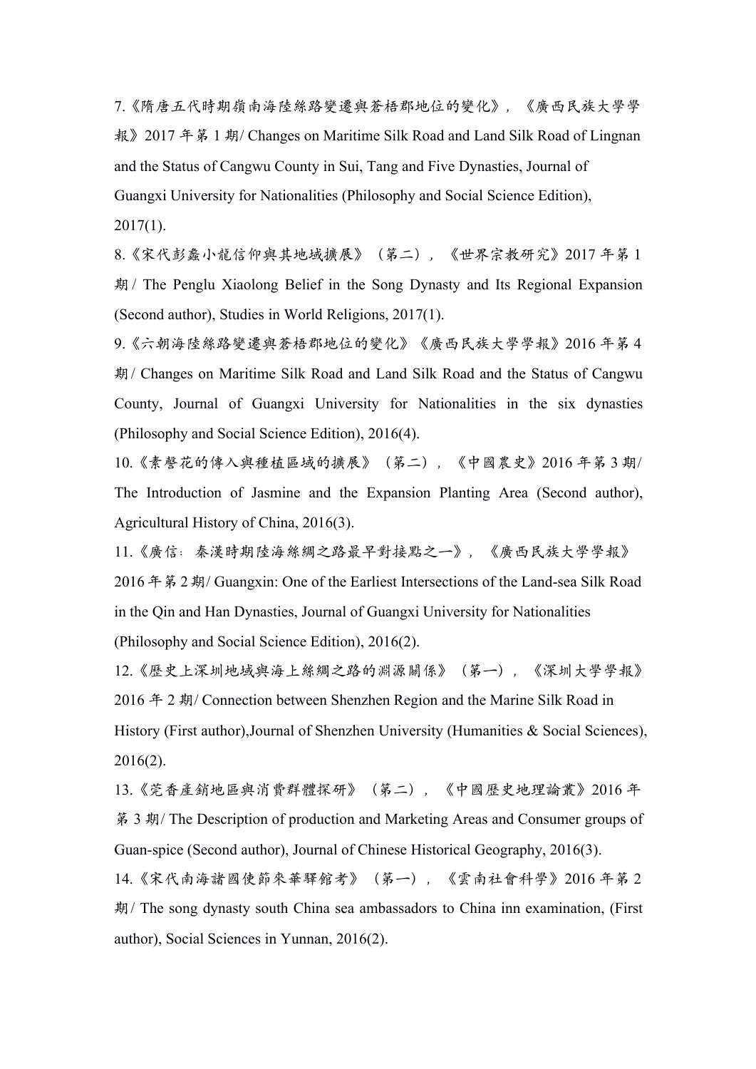7.《隋唐五代時期嶺南海陸絲路變遷與蒼梧郡地位的變化》，《廣西民族大學學報》2017 年第 1 期/ Changes on Maritime Silk Road and Land Silk Road of Lingnan and the Status of Cangwu County in Sui, Tang and Five Dynasties, Journal of Guangxi University for Nationalities (Philosophy and Social Science Edition), 2017(1).

8.《宋代彭蠡小龍信仰與其地域擴展》（第二），《世界宗教研究》2017 年第 1 期 / The Penglu Xiaolong Belief in the Song Dynasty and Its Regional Expansion (Second author), Studies in World Religions, 2017(1).

9.《六朝海陸絲路變遷與蒼梧郡地位的變化》《廣西民族大學學報》2016 年第 4 期/ Changes on Maritime Silk Road and Land Silk Road and the Status of Cangwu County, Journal of Guangxi University for Nationalities in the six dynasties (Philosophy and Social Science Edition), 2016(4).

10.《素馨花的傳入與種植區域的擴展》（第二），《中國農史》2016 年第 3 期/ The Introduction of Jasmine and the Expansion Planting Area (Second author), Agricultural History of China, 2016(3).

11.《廣信：秦漢時期陸海絲綢之路最早對接點之一》，《廣西民族大學學報》2016 年第 2 期/ Guangxin: One of the Earliest Intersections of the Land-sea Silk Road in the Qin and Han Dynasties, Journal of Guangxi University for Nationalities (Philosophy and Social Science Edition), 2016(2).

12.《歷史上深圳地域與海上絲綢之路的淵源關係》（第一），《深圳大學學報》2016 年 2 期/ Connection between Shenzhen Region and the Marine Silk Road in History (First author),Journal of Shenzhen University (Humanities & Social Sciences), 2016(2).

13.《莞香產銷地區與消費群體探研》（第二），《中國歷史地理論叢》2016 年第 3 期/ The Description of production and Marketing Areas and Consumer groups of Guan-spice (Second author), Journal of Chinese Historical Geography, 2016(3).

14.《宋代南海諸國使節來華驛館考》（第一），《雲南社會科學》2016 年第 2 期/ The song dynasty south China sea ambassadors to China inn examination, (First author), Social Sciences in Yunnan, 2016(2).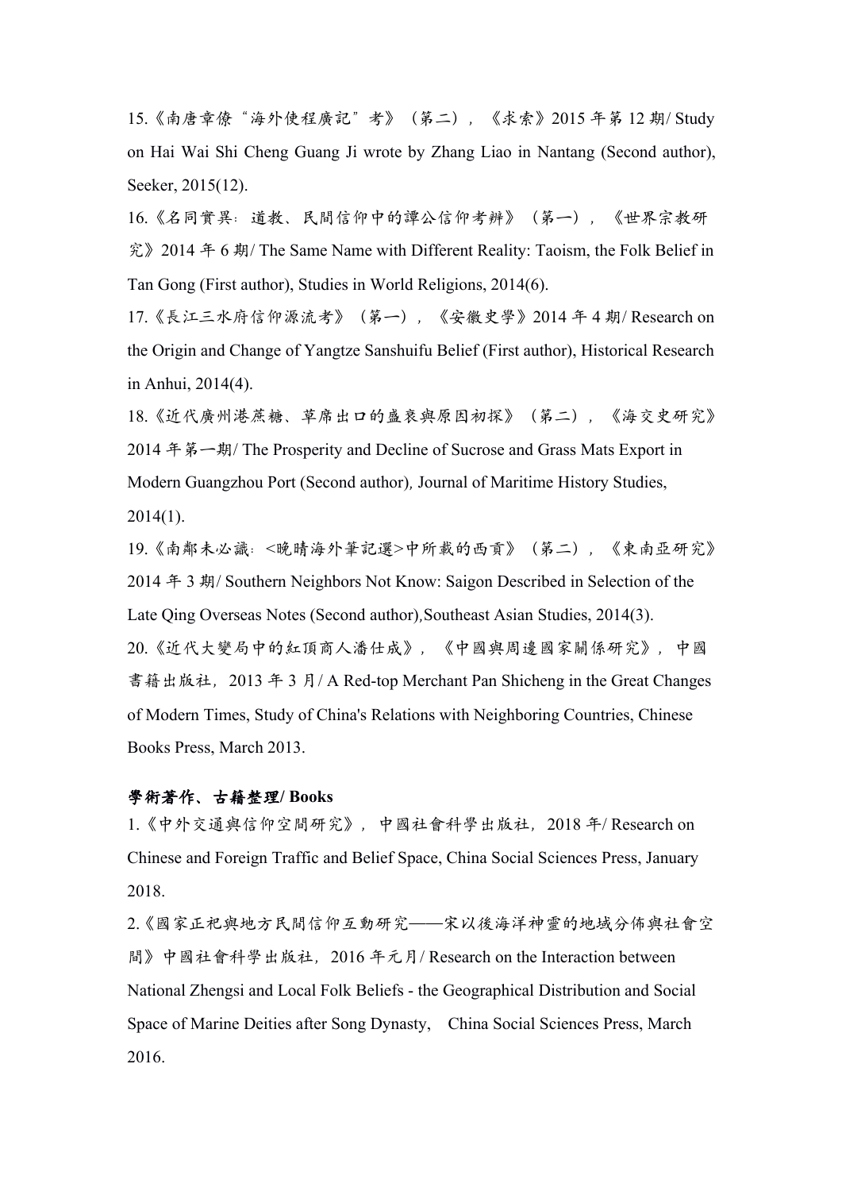15.《南唐章僚"海外使程廣記"考》（第二），《求索》2015 年第 12 期/ Study on Hai Wai Shi Cheng Guang Ji wrote by Zhang Liao in Nantang (Second author), Seeker, 2015(12).

16.《名同實異：道教、民間信仰中的譚公信仰考辨》（第一），《世界宗教研究》2014 年 6 期/ The Same Name with Different Reality: Taoism, the Folk Belief in Tan Gong (First author), Studies in World Religions, 2014(6).

17.《長江三水府信仰源流考》（第一），《安徽史學》2014 年 4 期/ Research on the Origin and Change of Yangtze Sanshuifu Belief (First author), Historical Research in Anhui, 2014(4).

18.《近代廣州港蔗糖、草席出口的盛衰與原因初探》（第二），《海交史研究》2014 年第一期/ The Prosperity and Decline of Sucrose and Grass Mats Export in Modern Guangzhou Port (Second author), Journal of Maritime History Studies, 2014(1).

19.《南鄰未必識：<晚晴海外筆記選>中所載的西貢》（第二），《東南亞研究》2014 年 3 期/ Southern Neighbors Not Know: Saigon Described in Selection of the Late Qing Overseas Notes (Second author),Southeast Asian Studies, 2014(3).

20.《近代大變局中的紅頂商人潘仕成》，《中國與周邊國家關係研究》，中國書籍出版社，2013 年 3 月/ A Red-top Merchant Pan Shicheng in the Great Changes of Modern Times, Study of China's Relations with Neighboring Countries, Chinese Books Press, March 2013.

**學術著作、古籍整理/ Books**

1.《中外交通與信仰空間研究》，中國社會科學出版社，2018 年/ Research on Chinese and Foreign Traffic and Belief Space, China Social Sciences Press, January 2018.

2.《國家正祀與地方民間信仰互動研究——宋以後海洋神靈的地域分佈與社會空間》中國社會科學出版社，2016 年元月/ Research on the Interaction between National Zhengsi and Local Folk Beliefs - the Geographical Distribution and Social Space of Marine Deities after Song Dynasty, China Social Sciences Press, March 2016.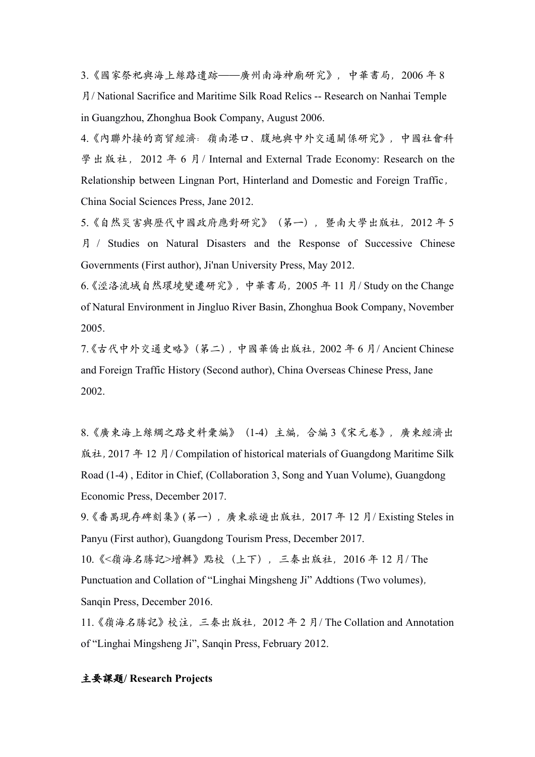3.《國家祭祀與海上絲路遺跡——廣州南海神廟研究》，中華書局，2006 年 8 月/ National Sacrifice and Maritime Silk Road Relics -- Research on Nanhai Temple in Guangzhou, Zhonghua Book Company, August 2006.

4.《內聯外接的商貿經濟：嶺南港口、腹地與中外交通關係研究》，中國社會科學出版社，2012 年 6 月/ Internal and External Trade Economy: Research on the Relationship between Lingnan Port, Hinterland and Domestic and Foreign Traffic，China Social Sciences Press, Jane 2012.

5.《自然災害與歷代中國政府應對研究》（第一），暨南大學出版社，2012 年 5 月 / Studies on Natural Disasters and the Response of Successive Chinese Governments (First author), Ji'nan University Press, May 2012.

6.《涇洛流域自然環境變遷研究》，中華書局，2005 年 11 月/ Study on the Change of Natural Environment in Jingluo River Basin, Zhonghua Book Company, November 2005.

7.《古代中外交通史略》（第二），中國華僑出版社，2002 年 6 月/ Ancient Chinese and Foreign Traffic History (Second author), China Overseas Chinese Press, Jane 2002.

8.《廣東海上絲綢之路史料彙編》（1-4）主編，合編 3《宋元卷》，廣東經濟出版社，2017 年 12 月/ Compilation of historical materials of Guangdong Maritime Silk Road (1-4) , Editor in Chief, (Collaboration 3, Song and Yuan Volume), Guangdong Economic Press, December 2017.

9.《番禺現存碑刻集》(第一），廣東旅遊出版社，2017 年 12 月/ Existing Steles in Panyu (First author), Guangdong Tourism Press, December 2017.

10.《<嶺海名勝記>增輯》點校（上下），三秦出版社，2016 年 12 月/ The Punctuation and Collation of “Linghai Mingsheng Ji” Addtions (Two volumes)，Sanqin Press, December 2016.

11.《嶺海名勝記》校注，三秦出版社，2012 年 2 月/ The Collation and Annotation of “Linghai Mingsheng Ji”, Sanqin Press, February 2012.

**主要課題/ Research Projects**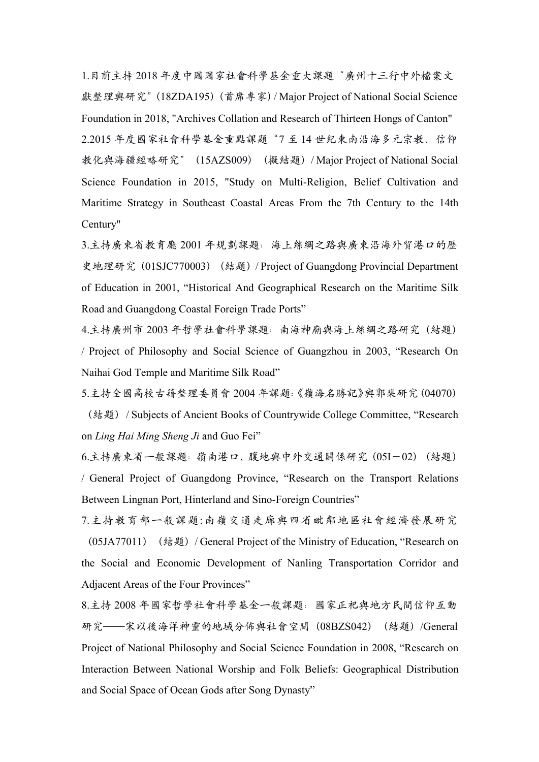1.目前主持 2018 年度中國國家社會科學基金重大課題“廣州十三行中外檔案文獻整理與研究”（18ZDA195）（首席專家）/ Major Project of National Social Science Foundation in 2018, "Archives Collation and Research of Thirteen Hongs of Canton"

2.2015 年度國家社會科學基金重點課題“7 至 14 世紀東南沿海多元宗教、信仰教化與海疆經略研究”（15AZS009）（擬結題）/ Major Project of National Social Science Foundation in 2015, "Study on Multi-Religion, Belief Cultivation and Maritime Strategy in Southeast Coastal Areas From the 7th Century to the 14th Century"

3.主持廣東省教育廳 2001 年規劃課題：海上絲綢之路與廣東沿海外貿港口的歷史地理研究（01SJC770003）（結題）/ Project of Guangdong Provincial Department of Education in 2001, “Historical And Geographical Research on the Maritime Silk Road and Guangdong Coastal Foreign Trade Ports”

4.主持廣州市 2003 年哲學社會科學課題：南海神廟與海上絲綢之路研究（結題）/ Project of Philosophy and Social Science of Guangzhou in 2003, “Research On Naihai God Temple and Maritime Silk Road”

5.主持全國高校古籍整理委員會 2004 年課題:《嶺海名勝記》與郭棐研究 (04070)（結題）/ Subjects of Ancient Books of Countrywide College Committee, “Research on *Ling Hai Ming Sheng Ji* and Guo Fei”

6.主持廣東省一般課題：嶺南港口、腹地與中外交通關係研究（05I－02）（結題）/ General Project of Guangdong Province, “Research on the Transport Relations Between Lingnan Port, Hinterland and Sino-Foreign Countries”

7.主持教育部一般課題:南嶺交通走廊與四省毗鄰地區社會經濟發展研究（05JA77011）（結題）/ General Project of the Ministry of Education, “Research on the Social and Economic Development of Nanling Transportation Corridor and Adjacent Areas of the Four Provinces”

8.主持 2008 年國家哲學社會科學基金一般課題：國家正祀與地方民間信仰互動研究——宋以後海洋神靈的地域分佈與社會空間（08BZS042）（結題）/General Project of National Philosophy and Social Science Foundation in 2008, “Research on Interaction Between National Worship and Folk Beliefs: Geographical Distribution and Social Space of Ocean Gods after Song Dynasty”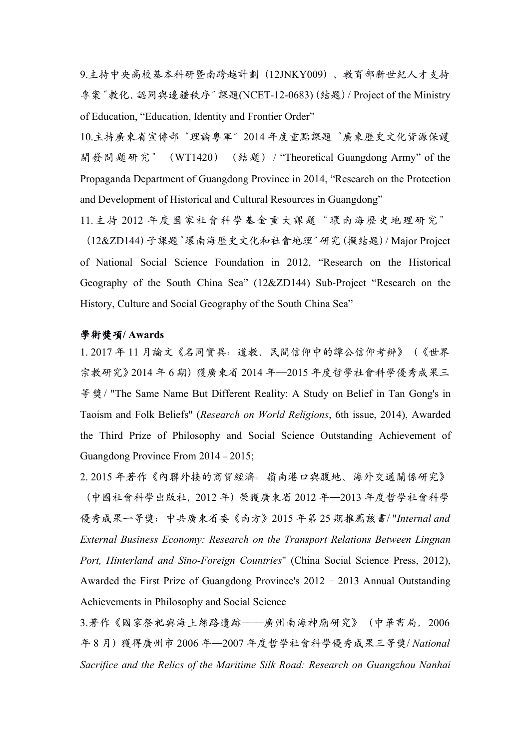9.主持中央高校基本科研暨南跨越計劃（12JNKY009）、教育部新世紀人才支持專案“教化、認同與邊疆秩序”課題(NCET-12-0683)（結題）/ Project of the Ministry of Education, “Education, Identity and Frontier Order”

10.主持廣東省宣傳部“理論粵軍”2014 年度重點課題“廣東歷史文化資源保護開發問題研究”（WT1420）（結題）/ “Theoretical Guangdong Army” of the Propaganda Department of Guangdong Province in 2014, “Research on the Protection and Development of Historical and Cultural Resources in Guangdong”

11.主持 2012 年度國家社會科學基金重大課題“環南海歷史地理研究”（12&ZD144）子課題“環南海歷史文化和社會地理”研究（擬結題）/ Major Project of National Social Science Foundation in 2012, “Research on the Historical Geography of the South China Sea” (12&ZD144) Sub-Project “Research on the History, Culture and Social Geography of the South China Sea”

**學術獎項/ Awards**

1. 2017 年 11 月論文《名同實異：道教、民間信仰中的譚公信仰考辨》（《世界宗教研究》2014 年 6 期）獲廣東省 2014 年—2015 年度哲學社會科學優秀成果三等獎/ "The Same Name But Different Reality: A Study on Belief in Tan Gong's in Taoism and Folk Beliefs" (*Research on World Religions*, 6th issue, 2014), Awarded the Third Prize of Philosophy and Social Science Outstanding Achievement of Guangdong Province From 2014 – 2015;

2. 2015 年著作《內聯外接的商貿經濟：嶺南港口與腹地、海外交通關係研究》（中國社會科學出版社，2012 年）榮獲廣東省 2012 年—2013 年度哲學社會科學優秀成果一等獎；中共廣東省委《南方》2015 年第 25 期推薦該書/ "*Internal and External Business Economy: Research on the Transport Relations Between Lingnan Port, Hinterland and Sino-Foreign Countries*" (China Social Science Press, 2012), Awarded the First Prize of Guangdong Province's 2012 − 2013 Annual Outstanding Achievements in Philosophy and Social Science

3.著作《國家祭祀與海上絲路遺跡——廣州南海神廟研究》（中華書局，2006 年 8 月）獲得廣州市 2006 年—2007 年度哲學社會科學優秀成果三等獎/ *National Sacrifice and the Relics of the Maritime Silk Road: Research on Guangzhou Nanhai*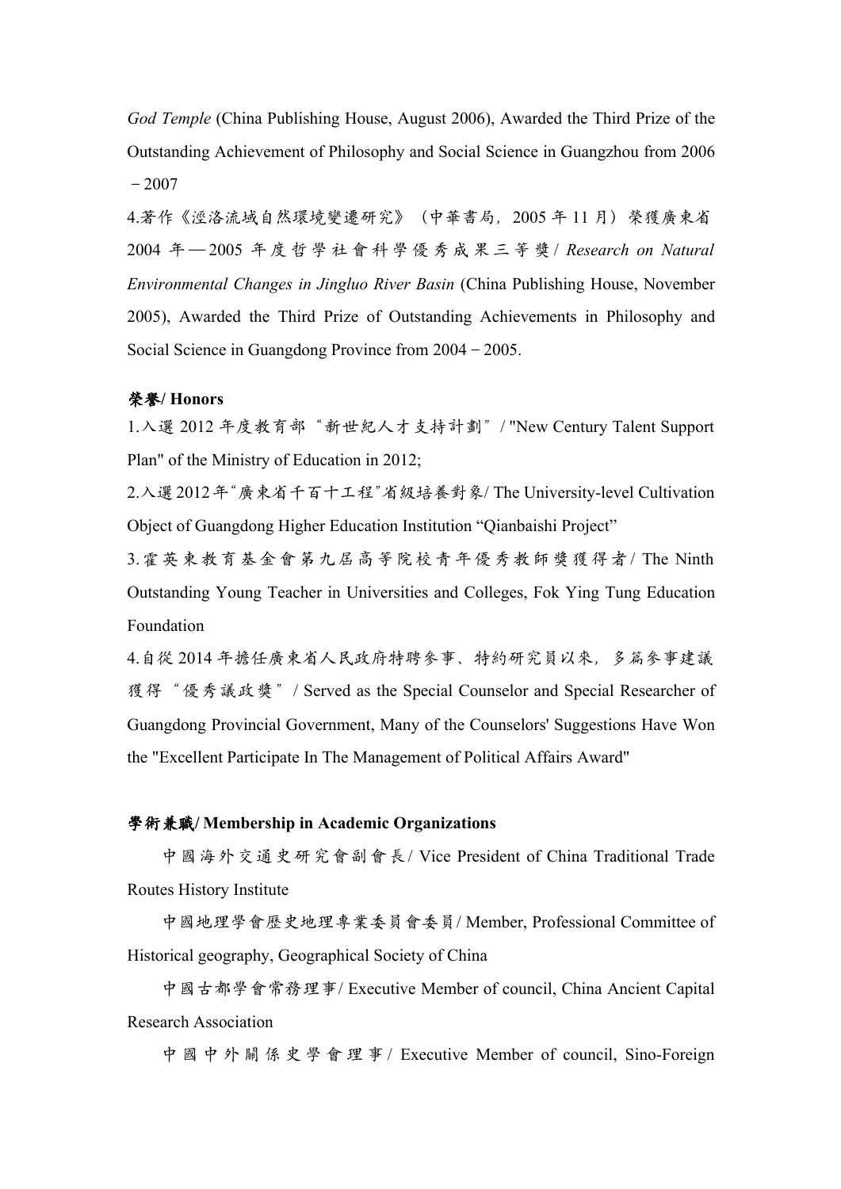*God Temple* (China Publishing House, August 2006), Awarded the Third Prize of the Outstanding Achievement of Philosophy and Social Science in Guangzhou from 2006 －2007

4.著作《涇洛流域自然環境變遷研究》（中華書局，2005 年 11 月）榮獲廣東省 2004 年—2005 年度哲學社會科學優秀成果三等獎 / *Research on Natural Environmental Changes in Jingluo River Basin* (China Publishing House, November 2005), Awarded the Third Prize of Outstanding Achievements in Philosophy and Social Science in Guangdong Province from 2004－2005.

**榮譽/ Honors**

1.入選 2012 年度教育部“新世紀人才支持計劃” / "New Century Talent Support Plan" of the Ministry of Education in 2012;

2.入選 2012 年“廣東省千百十工程”省級培養對象/ The University-level Cultivation Object of Guangdong Higher Education Institution “Qianbaishi Project”

3.霍英東教育基金會第九屆高等院校青年優秀教師獎獲得者/ The Ninth Outstanding Young Teacher in Universities and Colleges, Fok Ying Tung Education Foundation

4.自從 2014 年擔任廣東省人民政府特聘參事、特約研究員以來，多篇參事建議獲得“優秀議政獎” / Served as the Special Counselor and Special Researcher of Guangdong Provincial Government, Many of the Counselors' Suggestions Have Won the "Excellent Participate In The Management of Political Affairs Award"

**學術兼職/ Membership in Academic Organizations**

中國海外交通史研究會副會長/ Vice President of China Traditional Trade Routes History Institute

中國地理學會歷史地理專業委員會委員/ Member, Professional Committee of Historical geography, Geographical Society of China

中國古都學會常務理事/ Executive Member of council, China Ancient Capital Research Association

中國中外關係史學會理事/ Executive Member of council, Sino-Foreign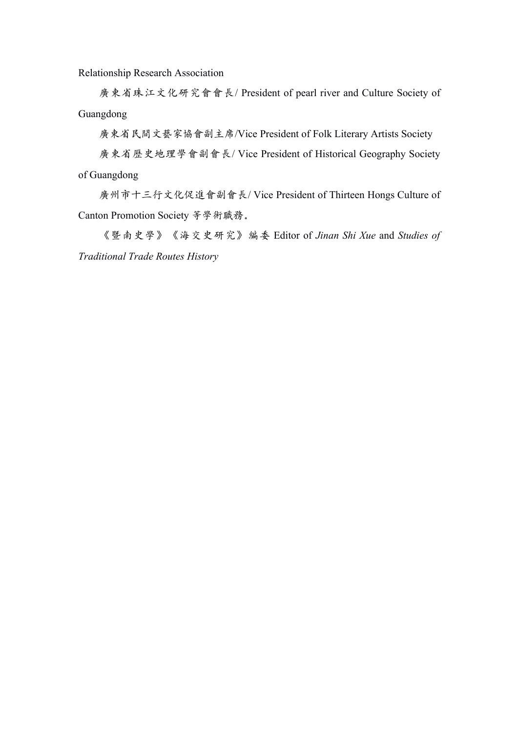Relationship Research Association

廣東省珠江文化研究會會長/ President of pearl river and Culture Society of Guangdong

廣東省民間文藝家協會副主席/Vice President of Folk Literary Artists Society

廣東省歷史地理學會副會長/ Vice President of Historical Geography Society of Guangdong

廣州市十三行文化促進會副會長/ Vice President of Thirteen Hongs Culture of Canton Promotion Society 等學術職務。

《暨南史學》《海交史研究》編委 Editor of *Jinan Shi Xue* and *Studies of Traditional Trade Routes History*